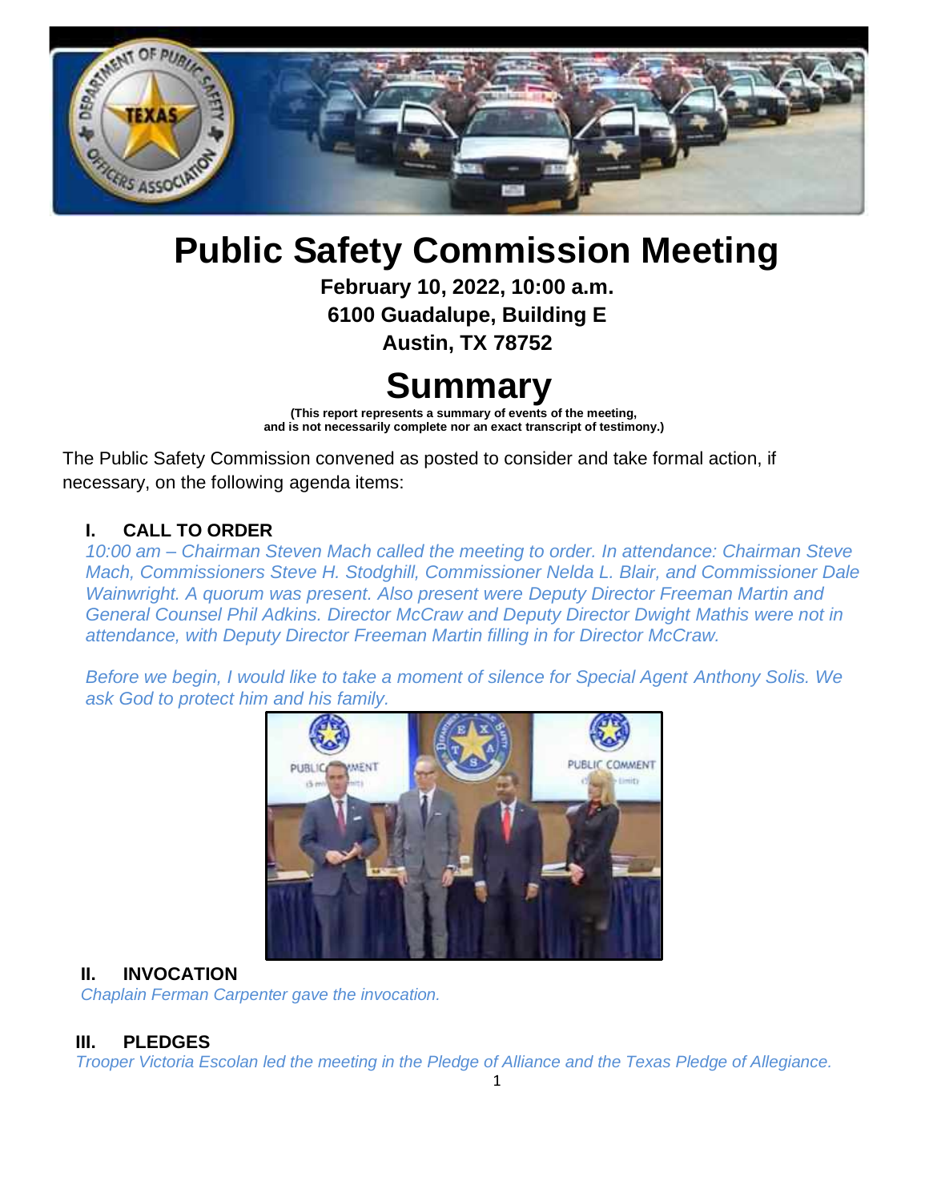# Public Safety Commission Meeting

**February 10, 2022, 10:00 a.m.**
**6100 Guadalupe, Building E**
**Austin, TX 78752**

# Summary

**(This report represents a summary of events of the meeting, and is not necessarily complete nor an exact transcript of testimony.)**

The Public Safety Commission convened as posted to consider and take formal action, if necessary, on the following agenda items:

## I. CALL TO ORDER

*10:00 am – Chairman Steven Mach called the meeting to order. In attendance: Chairman Steve Mach, Commissioners Steve H. Stodghill, Commissioner Nelda L. Blair, and Commissioner Dale Wainwright. A quorum was present. Also present were Deputy Director Freeman Martin and General Counsel Phil Adkins. Director McCraw and Deputy Director Dwight Mathis were not in attendance, with Deputy Director Freeman Martin filling in for Director McCraw.*

*Before we begin, I would like to take a moment of silence for Special Agent Anthony Solis. We ask God to protect him and his family.*

## II. INVOCATION

*Chaplain Ferman Carpenter gave the invocation.*

## III. PLEDGES

*Trooper Victoria Escolan led the meeting in the Pledge of Alliance and the Texas Pledge of Allegiance.*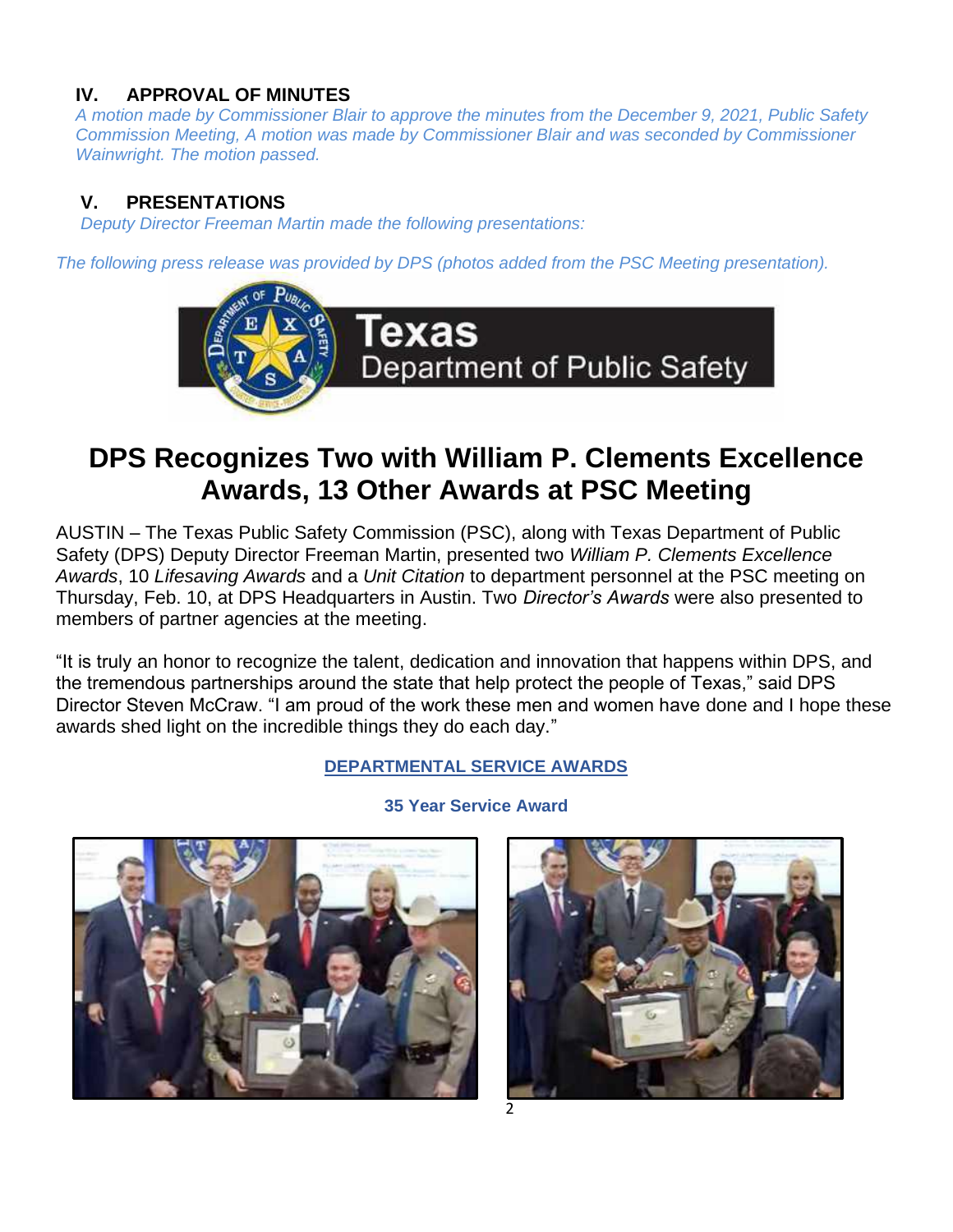## IV. APPROVAL OF MINUTES

*A motion made by Commissioner Blair to approve the minutes from the December 9, 2021, Public Safety Commission Meeting, A motion was made by Commissioner Blair and was seconded by Commissioner Wainwright. The motion passed.*

## V. PRESENTATIONS

*Deputy Director Freeman Martin made the following presentations:*

*The following press release was provided by DPS (photos added from the PSC Meeting presentation).*

Texas Department of Public Safety

# DPS Recognizes Two with William P. Clements Excellence Awards, 13 Other Awards at PSC Meeting

AUSTIN – The Texas Public Safety Commission (PSC), along with Texas Department of Public Safety (DPS) Deputy Director Freeman Martin, presented two *William P. Clements Excellence Awards*, 10 *Lifesaving Awards* and a *Unit Citation* to department personnel at the PSC meeting on Thursday, Feb. 10, at DPS Headquarters in Austin. Two *Director's Awards* were also presented to members of partner agencies at the meeting.

"It is truly an honor to recognize the talent, dedication and innovation that happens within DPS, and the tremendous partnerships around the state that help protect the people of Texas," said DPS Director Steven McCraw. "I am proud of the work these men and women have done and I hope these awards shed light on the incredible things they do each day."

### DEPARTMENTAL SERVICE AWARDS

**35 Year Service Award**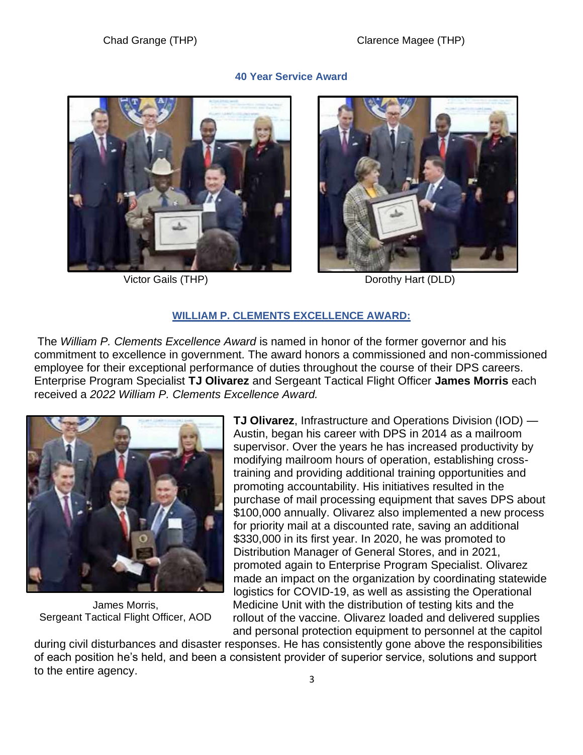Chad Grange (THP)

Clarence Magee (THP)

**40 Year Service Award**

Victor Gails (THP)

Dorothy Hart (DLD)

**WILLIAM P. CLEMENTS EXCELLENCE AWARD:**

The *William P. Clements Excellence Award* is named in honor of the former governor and his commitment to excellence in government. The award honors a commissioned and non-commissioned employee for their exceptional performance of duties throughout the course of their DPS careers. Enterprise Program Specialist **TJ Olivarez** and Sergeant Tactical Flight Officer **James Morris** each received a *2022 William P. Clements Excellence Award.*

James Morris, Sergeant Tactical Flight Officer, AOD

**TJ Olivarez**, Infrastructure and Operations Division (IOD) — Austin, began his career with DPS in 2014 as a mailroom supervisor. Over the years he has increased productivity by modifying mailroom hours of operation, establishing cross-training and providing additional training opportunities and promoting accountability. His initiatives resulted in the purchase of mail processing equipment that saves DPS about $100,000 annually. Olivarez also implemented a new process for priority mail at a discounted rate, saving an additional $330,000 in its first year. In 2020, he was promoted to Distribution Manager of General Stores, and in 2021, promoted again to Enterprise Program Specialist. Olivarez made an impact on the organization by coordinating statewide logistics for COVID-19, as well as assisting the Operational Medicine Unit with the distribution of testing kits and the rollout of the vaccine. Olivarez loaded and delivered supplies and personal protection equipment to personnel at the capitol during civil disturbances and disaster responses. He has consistently gone above the responsibilities of each position he's held, and been a consistent provider of superior service, solutions and support to the entire agency.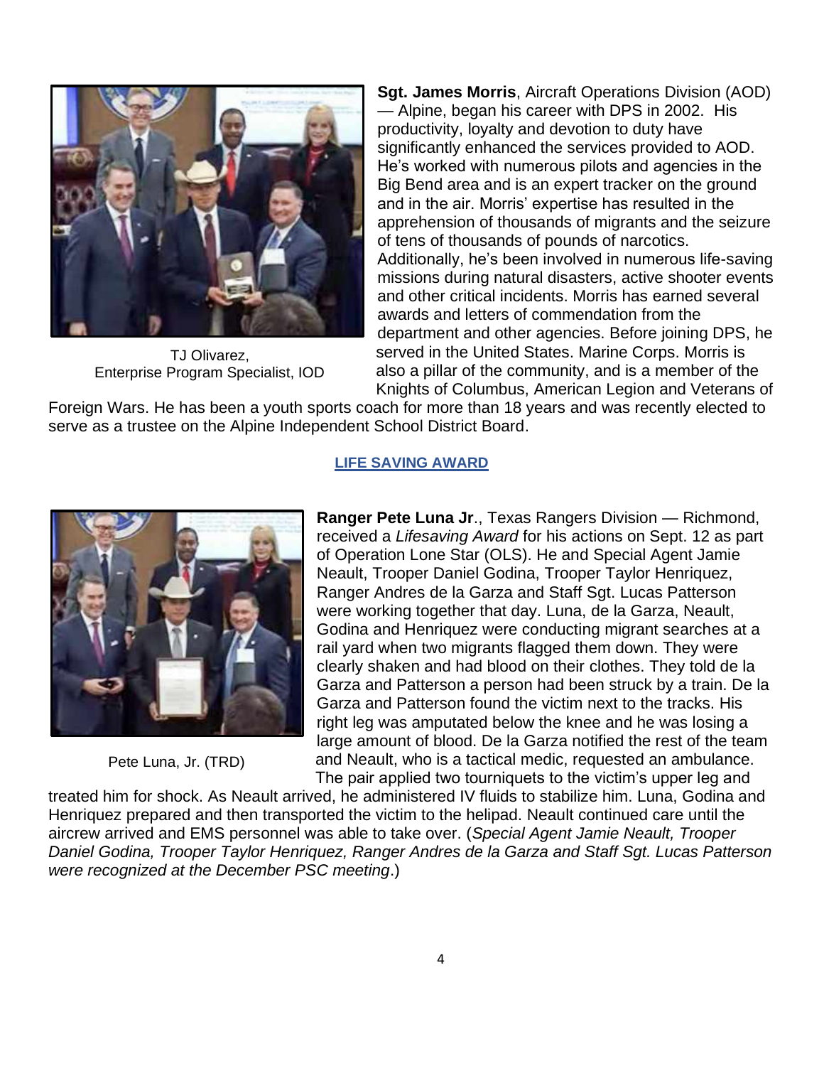TJ Olivarez,
Enterprise Program Specialist, IOD

**Sgt. James Morris**, Aircraft Operations Division (AOD) — Alpine, began his career with DPS in 2002. His productivity, loyalty and devotion to duty have significantly enhanced the services provided to AOD. He's worked with numerous pilots and agencies in the Big Bend area and is an expert tracker on the ground and in the air. Morris' expertise has resulted in the apprehension of thousands of migrants and the seizure of tens of thousands of pounds of narcotics. Additionally, he's been involved in numerous life-saving missions during natural disasters, active shooter events and other critical incidents. Morris has earned several awards and letters of commendation from the department and other agencies. Before joining DPS, he served in the United States. Marine Corps. Morris is also a pillar of the community, and is a member of the Knights of Columbus, American Legion and Veterans of Foreign Wars. He has been a youth sports coach for more than 18 years and was recently elected to serve as a trustee on the Alpine Independent School District Board.

## LIFE SAVING AWARD

Pete Luna, Jr. (TRD)

**Ranger Pete Luna Jr**., Texas Rangers Division — Richmond, received a *Lifesaving Award* for his actions on Sept. 12 as part of Operation Lone Star (OLS). He and Special Agent Jamie Neault, Trooper Daniel Godina, Trooper Taylor Henriquez, Ranger Andres de la Garza and Staff Sgt. Lucas Patterson were working together that day. Luna, de la Garza, Neault, Godina and Henriquez were conducting migrant searches at a rail yard when two migrants flagged them down. They were clearly shaken and had blood on their clothes. They told de la Garza and Patterson a person had been struck by a train. De la Garza and Patterson found the victim next to the tracks. His right leg was amputated below the knee and he was losing a large amount of blood. De la Garza notified the rest of the team and Neault, who is a tactical medic, requested an ambulance. The pair applied two tourniquets to the victim's upper leg and treated him for shock. As Neault arrived, he administered IV fluids to stabilize him. Luna, Godina and Henriquez prepared and then transported the victim to the helipad. Neault continued care until the aircrew arrived and EMS personnel was able to take over. (*Special Agent Jamie Neault, Trooper Daniel Godina, Trooper Taylor Henriquez, Ranger Andres de la Garza and Staff Sgt. Lucas Patterson were recognized at the December PSC meeting*.)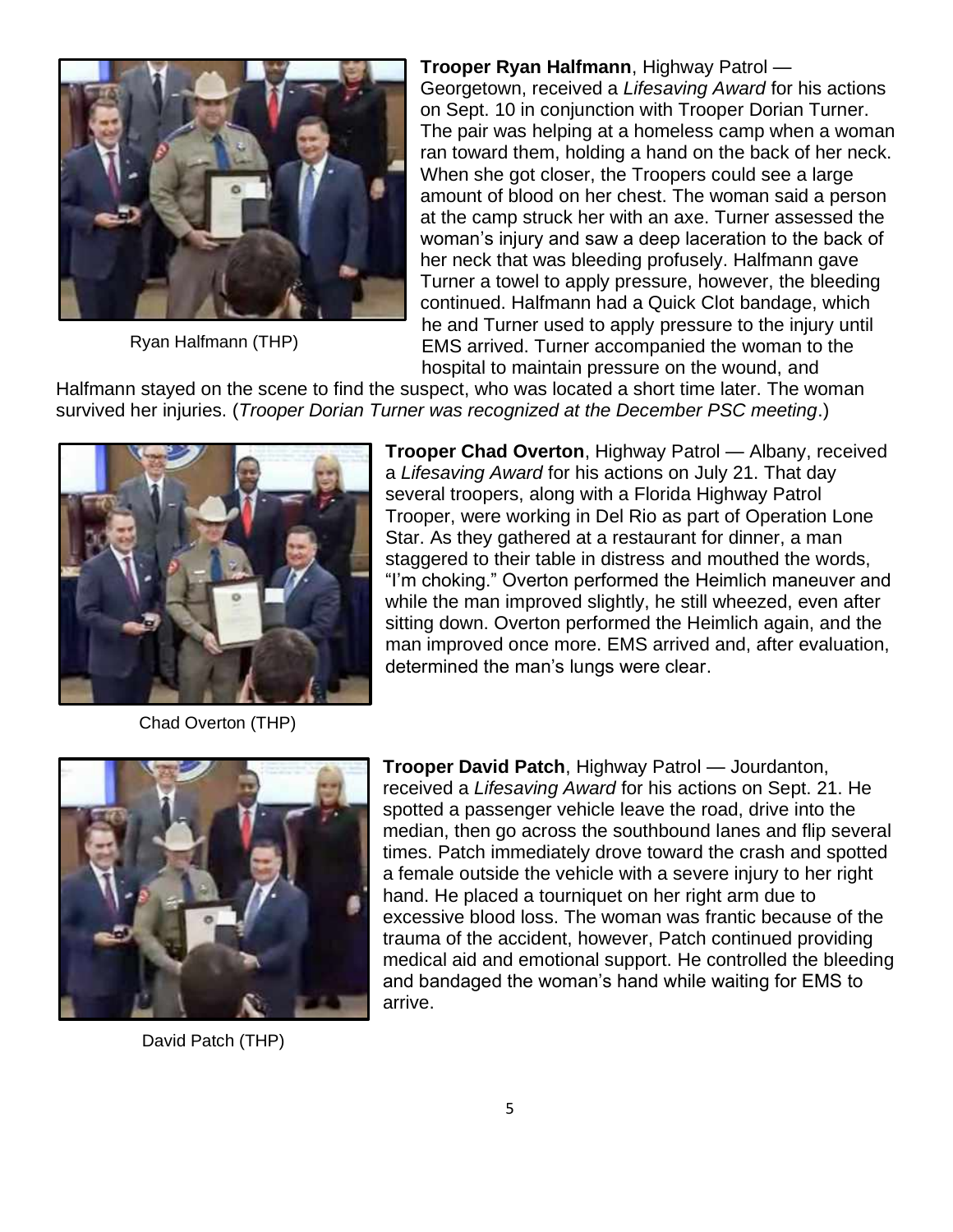Ryan Halfmann (THP)

**Trooper Ryan Halfmann**, Highway Patrol — Georgetown, received a *Lifesaving Award* for his actions on Sept. 10 in conjunction with Trooper Dorian Turner. The pair was helping at a homeless camp when a woman ran toward them, holding a hand on the back of her neck. When she got closer, the Troopers could see a large amount of blood on her chest. The woman said a person at the camp struck her with an axe. Turner assessed the woman's injury and saw a deep laceration to the back of her neck that was bleeding profusely. Halfmann gave Turner a towel to apply pressure, however, the bleeding continued. Halfmann had a Quick Clot bandage, which he and Turner used to apply pressure to the injury until EMS arrived. Turner accompanied the woman to the hospital to maintain pressure on the wound, and Halfmann stayed on the scene to find the suspect, who was located a short time later. The woman survived her injuries. (*Trooper Dorian Turner was recognized at the December PSC meeting*.)

Chad Overton (THP)

**Trooper Chad Overton**, Highway Patrol — Albany, received a *Lifesaving Award* for his actions on July 21. That day several troopers, along with a Florida Highway Patrol Trooper, were working in Del Rio as part of Operation Lone Star. As they gathered at a restaurant for dinner, a man staggered to their table in distress and mouthed the words, "I'm choking." Overton performed the Heimlich maneuver and while the man improved slightly, he still wheezed, even after sitting down. Overton performed the Heimlich again, and the man improved once more. EMS arrived and, after evaluation, determined the man's lungs were clear.

David Patch (THP)

**Trooper David Patch**, Highway Patrol — Jourdanton, received a *Lifesaving Award* for his actions on Sept. 21. He spotted a passenger vehicle leave the road, drive into the median, then go across the southbound lanes and flip several times. Patch immediately drove toward the crash and spotted a female outside the vehicle with a severe injury to her right hand. He placed a tourniquet on her right arm due to excessive blood loss. The woman was frantic because of the trauma of the accident, however, Patch continued providing medical aid and emotional support. He controlled the bleeding and bandaged the woman's hand while waiting for EMS to arrive.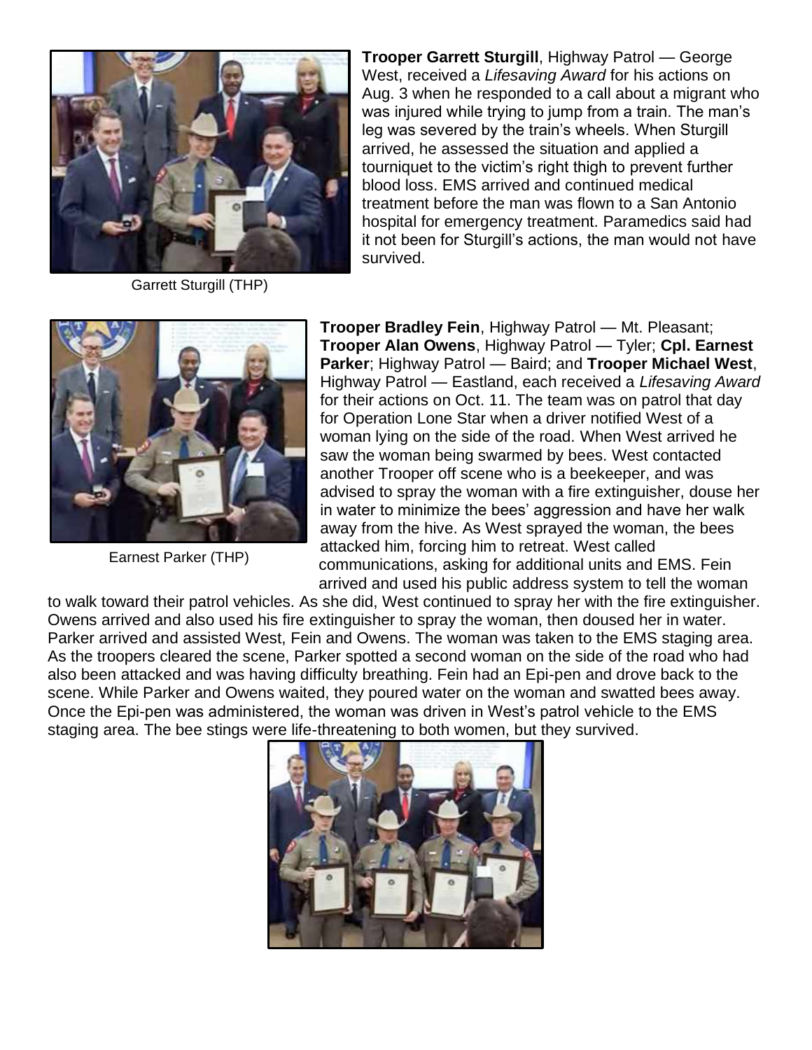**Trooper Garrett Sturgill**, Highway Patrol — George West, received a *Lifesaving Award* for his actions on Aug. 3 when he responded to a call about a migrant who was injured while trying to jump from a train. The man's leg was severed by the train's wheels. When Sturgill arrived, he assessed the situation and applied a tourniquet to the victim's right thigh to prevent further blood loss. EMS arrived and continued medical treatment before the man was flown to a San Antonio hospital for emergency treatment. Paramedics said had it not been for Sturgill's actions, the man would not have survived.

Garrett Sturgill (THP)

**Trooper Bradley Fein**, Highway Patrol — Mt. Pleasant; **Trooper Alan Owens**, Highway Patrol — Tyler; **Cpl. Earnest Parker**; Highway Patrol — Baird; and **Trooper Michael West**, Highway Patrol — Eastland, each received a *Lifesaving Award* for their actions on Oct. 11. The team was on patrol that day for Operation Lone Star when a driver notified West of a woman lying on the side of the road. When West arrived he saw the woman being swarmed by bees. West contacted another Trooper off scene who is a beekeeper, and was advised to spray the woman with a fire extinguisher, douse her in water to minimize the bees' aggression and have her walk away from the hive. As West sprayed the woman, the bees attacked him, forcing him to retreat. West called communications, asking for additional units and EMS. Fein arrived and used his public address system to tell the woman to walk toward their patrol vehicles. As she did, West continued to spray her with the fire extinguisher. Owens arrived and also used his fire extinguisher to spray the woman, then doused her in water. Parker arrived and assisted West, Fein and Owens. The woman was taken to the EMS staging area. As the troopers cleared the scene, Parker spotted a second woman on the side of the road who had also been attacked and was having difficulty breathing. Fein had an Epi-pen and drove back to the scene. While Parker and Owens waited, they poured water on the woman and swatted bees away. Once the Epi-pen was administered, the woman was driven in West's patrol vehicle to the EMS staging area. The bee stings were life-threatening to both women, but they survived.

Earnest Parker (THP)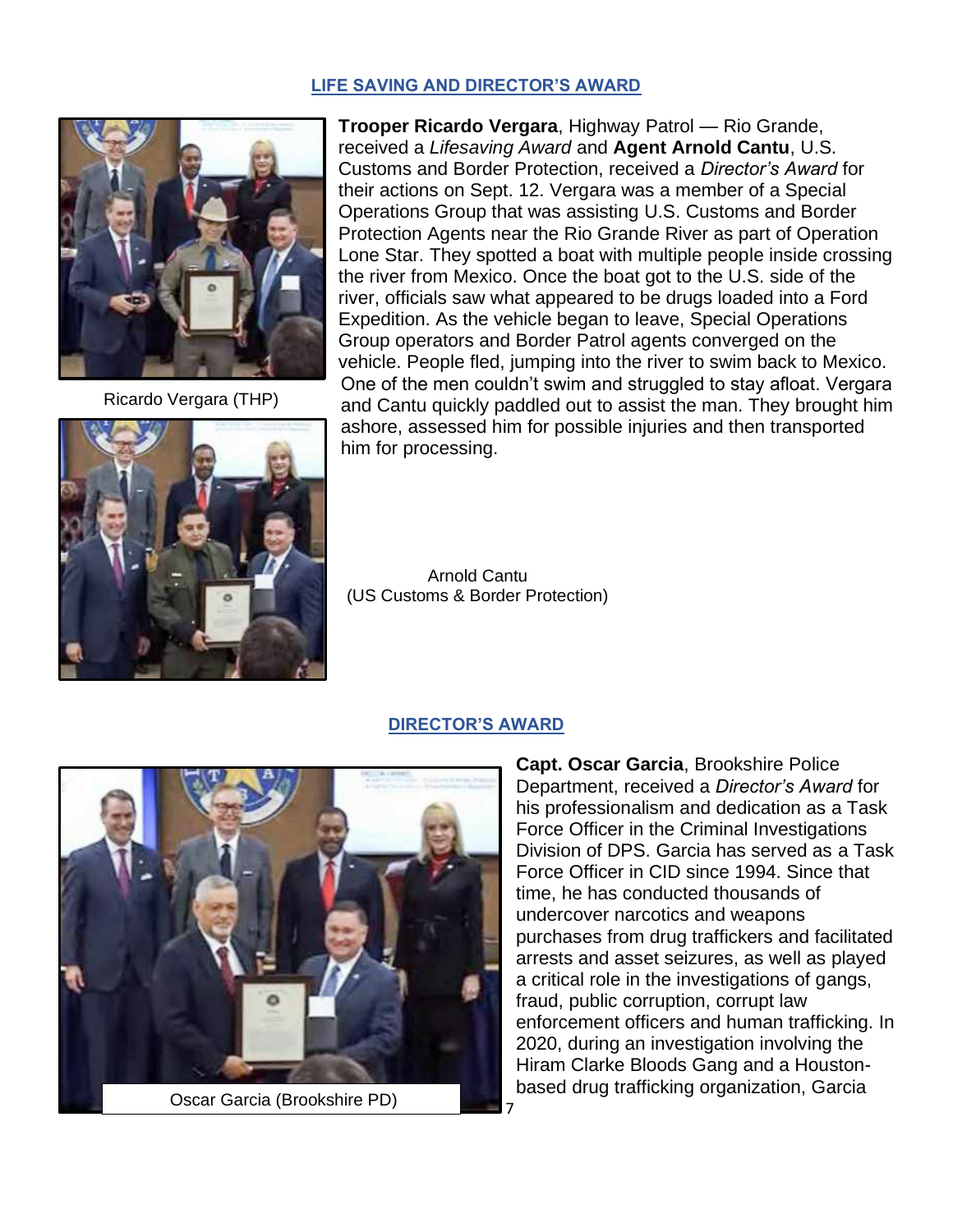## LIFE SAVING AND DIRECTOR'S AWARD

**Trooper Ricardo Vergara**, Highway Patrol — Rio Grande, received a *Lifesaving Award* and **Agent Arnold Cantu**, U.S. Customs and Border Protection, received a *Director's Award* for their actions on Sept. 12. Vergara was a member of a Special Operations Group that was assisting U.S. Customs and Border Protection Agents near the Rio Grande River as part of Operation Lone Star. They spotted a boat with multiple people inside crossing the river from Mexico. Once the boat got to the U.S. side of the river, officials saw what appeared to be drugs loaded into a Ford Expedition. As the vehicle began to leave, Special Operations Group operators and Border Patrol agents converged on the vehicle. People fled, jumping into the river to swim back to Mexico. One of the men couldn't swim and struggled to stay afloat. Vergara and Cantu quickly paddled out to assist the man. They brought him ashore, assessed him for possible injuries and then transported him for processing.

Ricardo Vergara (THP)

Arnold Cantu
(US Customs & Border Protection)

## DIRECTOR'S AWARD

**Capt. Oscar Garcia**, Brookshire Police Department, received a *Director's Award* for his professionalism and dedication as a Task Force Officer in the Criminal Investigations Division of DPS. Garcia has served as a Task Force Officer in CID since 1994. Since that time, he has conducted thousands of undercover narcotics and weapons purchases from drug traffickers and facilitated arrests and asset seizures, as well as played a critical role in the investigations of gangs, fraud, public corruption, corrupt law enforcement officers and human trafficking. In 2020, during an investigation involving the Hiram Clarke Bloods Gang and a Houston-based drug trafficking organization, Garcia

Oscar Garcia (Brookshire PD)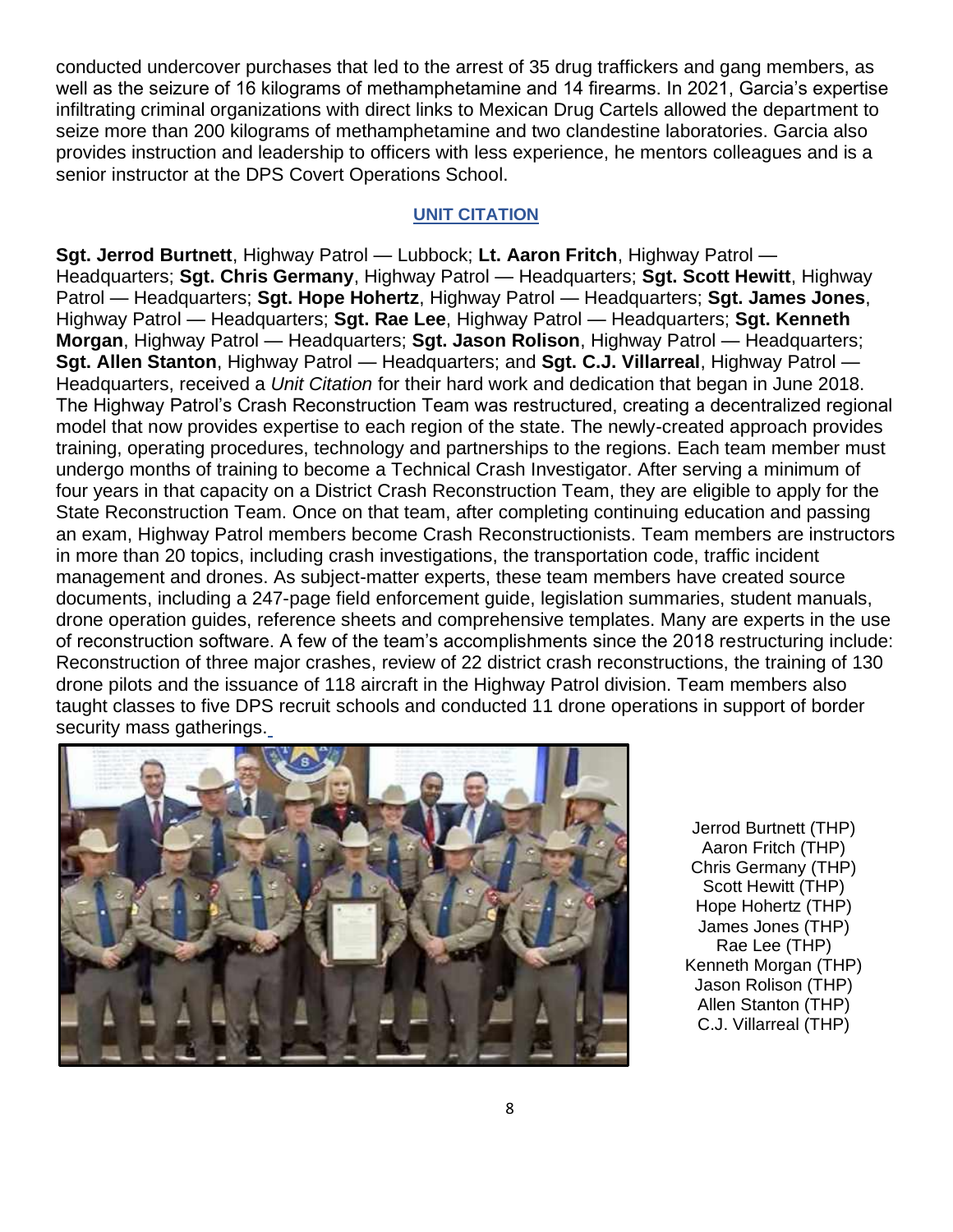conducted undercover purchases that led to the arrest of 35 drug traffickers and gang members, as well as the seizure of 16 kilograms of methamphetamine and 14 firearms. In 2021, Garcia's expertise infiltrating criminal organizations with direct links to Mexican Drug Cartels allowed the department to seize more than 200 kilograms of methamphetamine and two clandestine laboratories. Garcia also provides instruction and leadership to officers with less experience, he mentors colleagues and is a senior instructor at the DPS Covert Operations School.

## UNIT CITATION

**Sgt. Jerrod Burtnett**, Highway Patrol — Lubbock; **Lt. Aaron Fritch**, Highway Patrol — Headquarters; **Sgt. Chris Germany**, Highway Patrol — Headquarters; **Sgt. Scott Hewitt**, Highway Patrol — Headquarters; **Sgt. Hope Hohertz**, Highway Patrol — Headquarters; **Sgt. James Jones**, Highway Patrol — Headquarters; **Sgt. Rae Lee**, Highway Patrol — Headquarters; **Sgt. Kenneth Morgan**, Highway Patrol — Headquarters; **Sgt. Jason Rolison**, Highway Patrol — Headquarters; **Sgt. Allen Stanton**, Highway Patrol — Headquarters; and **Sgt. C.J. Villarreal**, Highway Patrol — Headquarters, received a *Unit Citation* for their hard work and dedication that began in June 2018. The Highway Patrol's Crash Reconstruction Team was restructured, creating a decentralized regional model that now provides expertise to each region of the state. The newly-created approach provides training, operating procedures, technology and partnerships to the regions. Each team member must undergo months of training to become a Technical Crash Investigator. After serving a minimum of four years in that capacity on a District Crash Reconstruction Team, they are eligible to apply for the State Reconstruction Team. Once on that team, after completing continuing education and passing an exam, Highway Patrol members become Crash Reconstructionists. Team members are instructors in more than 20 topics, including crash investigations, the transportation code, traffic incident management and drones. As subject-matter experts, these team members have created source documents, including a 247-page field enforcement guide, legislation summaries, student manuals, drone operation guides, reference sheets and comprehensive templates. Many are experts in the use of reconstruction software. A few of the team's accomplishments since the 2018 restructuring include: Reconstruction of three major crashes, review of 22 district crash reconstructions, the training of 130 drone pilots and the issuance of 118 aircraft in the Highway Patrol division. Team members also taught classes to five DPS recruit schools and conducted 11 drone operations in support of border security mass gatherings.

Jerrod Burtnett (THP)
Aaron Fritch (THP)
Chris Germany (THP)
Scott Hewitt (THP)
Hope Hohertz (THP)
James Jones (THP)
Rae Lee (THP)
Kenneth Morgan (THP)
Jason Rolison (THP)
Allen Stanton (THP)
C.J. Villarreal (THP)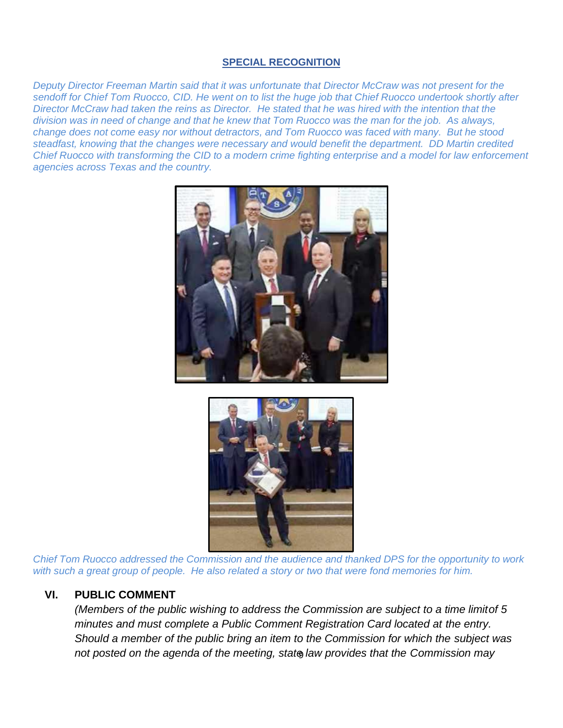## SPECIAL RECOGNITION

*Deputy Director Freeman Martin said that it was unfortunate that Director McCraw was not present for the sendoff for Chief Tom Ruocco, CID. He went on to list the huge job that Chief Ruocco undertook shortly after Director McCraw had taken the reins as Director. He stated that he was hired with the intention that the division was in need of change and that he knew that Tom Ruocco was the man for the job. As always, change does not come easy nor without detractors, and Tom Ruocco was faced with many. But he stood steadfast, knowing that the changes were necessary and would benefit the department. DD Martin credited Chief Ruocco with transforming the CID to a modern crime fighting enterprise and a model for law enforcement agencies across Texas and the country.*

*Chief Tom Ruocco addressed the Commission and the audience and thanked DPS for the opportunity to work with such a great group of people. He also related a story or two that were fond memories for him.*

## VI. PUBLIC COMMENT

*(Members of the public wishing to address the Commission are subject to a time limit of 5 minutes and must complete a Public Comment Registration Card located at the entry. Should a member of the public bring an item to the Commission for which the subject was not posted on the agenda of the meeting, state law provides that the Commission may*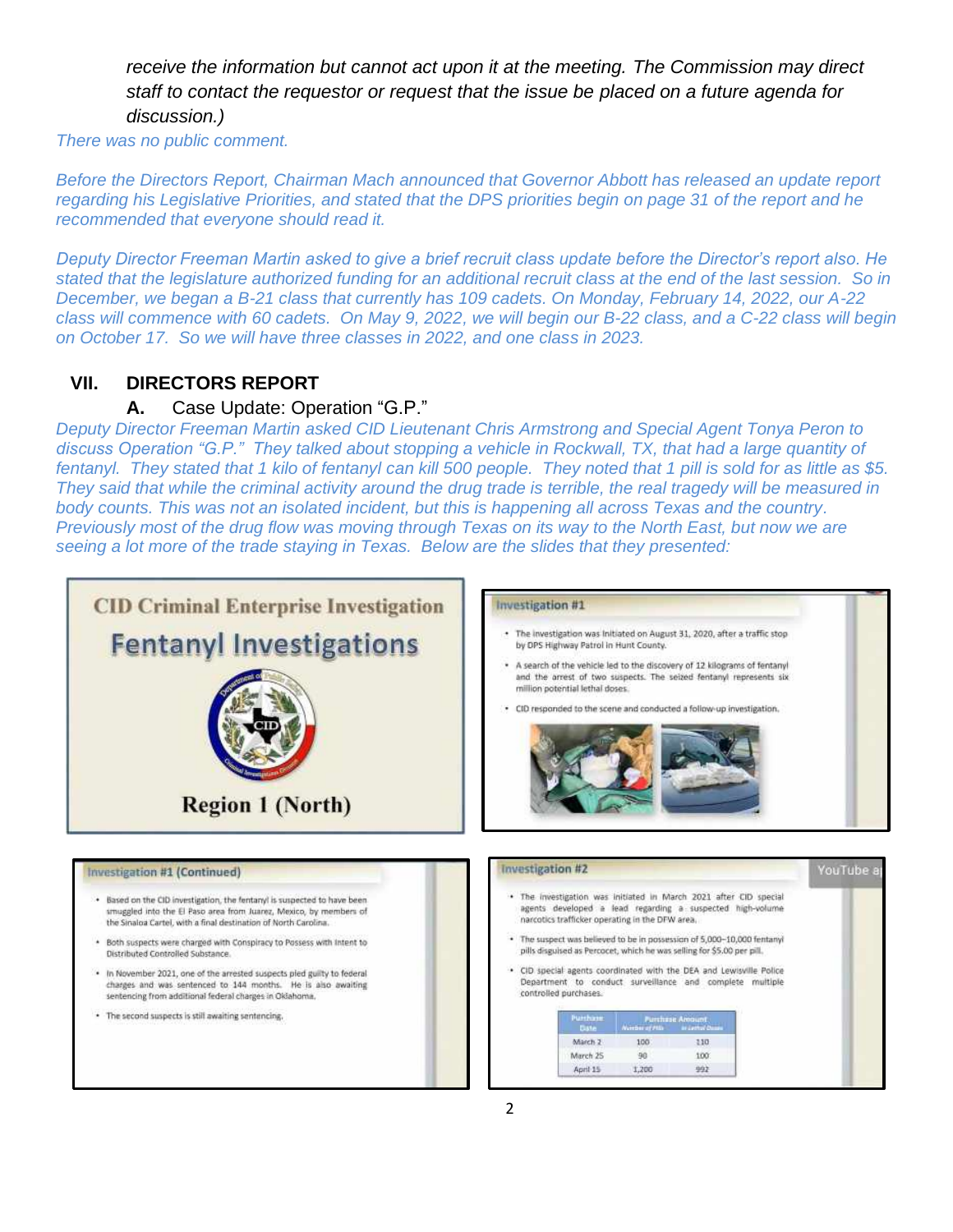*receive the information but cannot act upon it at the meeting. The Commission may direct staff to contact the requestor or request that the issue be placed on a future agenda for discussion.)*

*There was no public comment.*

*Before the Directors Report, Chairman Mach announced that Governor Abbott has released an update report regarding his Legislative Priorities, and stated that the DPS priorities begin on page 31 of the report and he recommended that everyone should read it.*

*Deputy Director Freeman Martin asked to give a brief recruit class update before the Director's report also. He stated that the legislature authorized funding for an additional recruit class at the end of the last session. So in December, we began a B-21 class that currently has 109 cadets. On Monday, February 14, 2022, our A-22 class will commence with 60 cadets. On May 9, 2022, we will begin our B-22 class, and a C-22 class will begin on October 17. So we will have three classes in 2022, and one class in 2023.*

## VII. DIRECTORS REPORT

### A. Case Update: Operation "G.P."

*Deputy Director Freeman Martin asked CID Lieutenant Chris Armstrong and Special Agent Tonya Peron to discuss Operation "G.P." They talked about stopping a vehicle in Rockwall, TX, that had a large quantity of fentanyl. They stated that 1 kilo of fentanyl can kill 500 people. They noted that 1 pill is sold for as little as $5. They said that while the criminal activity around the drug trade is terrible, the real tragedy will be measured in body counts. This was not an isolated incident, but this is happening all across Texas and the country. Previously most of the drug flow was moving through Texas on its way to the North East, but now we are seeing a lot more of the trade staying in Texas. Below are the slides that they presented:*

**CID Criminal Enterprise Investigation**

**Fentanyl Investigations**

**Region 1 (North)**

**Investigation #1**

- The investigation was initiated on August 31, 2020, after a traffic stop by DPS Highway Patrol in Hunt County.
- A search of the vehicle led to the discovery of 12 kilograms of fentanyl and the arrest of two suspects. The seized fentanyl represents six million potential lethal doses.
- CID responded to the scene and conducted a follow-up investigation.

**Investigation #1 (Continued)**

- Based on the CID investigation, the fentanyl is suspected to have been smuggled into the El Paso area from Juarez, Mexico, by members of the Sinaloa Cartel, with a final destination of North Carolina.
- Both suspects were charged with Conspiracy to Possess with Intent to Distributed Controlled Substance.
- In November 2021, one of the arrested suspects pled guilty to federal charges and was sentenced to 144 months. He is also awaiting sentencing from additional federal charges in Oklahoma.
- The second suspects is still awaiting sentencing.

**Investigation #2**

- The investigation was initiated in March 2021 after CID special agents developed a lead regarding a suspected high-volume narcotics trafficker operating in the DFW area.
- The suspect was believed to be in possession of 5,000–10,000 fentanyl pills disguised as Percocet, which he was selling for $5.00 per pill.
- CID special agents coordinated with the DEA and Lewisville Police Department to conduct surveillance and complete multiple controlled purchases.

| Purchase Date | Purchase Amount | |
|---|---|---|
| | Number of Pills | in Lethal Doses |
| March 2 | 100 | 110 |
| March 25 | 90 | 100 |
| April 15 | 1,200 | 992 |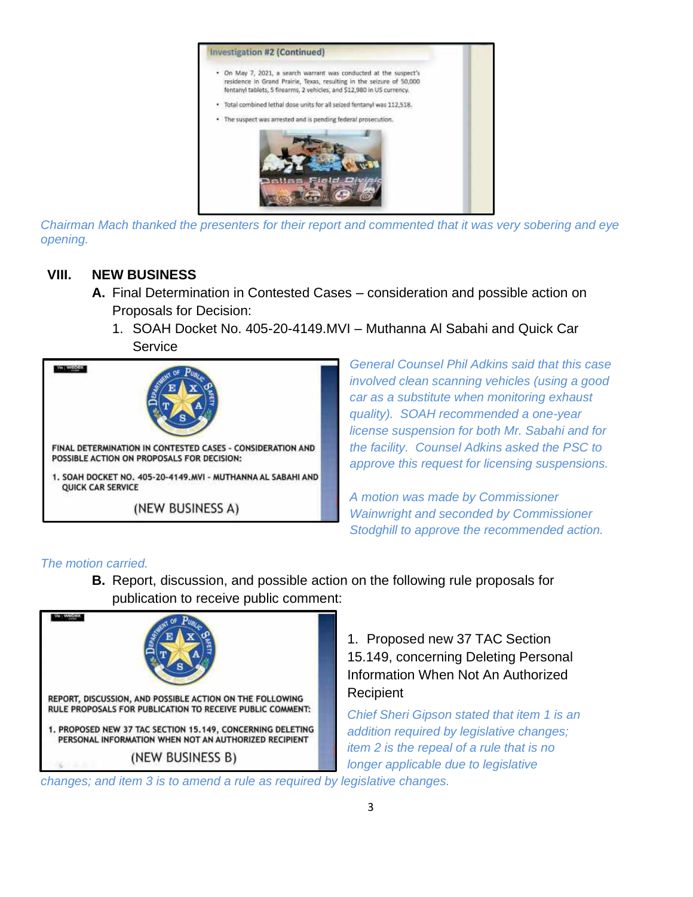*Chairman Mach thanked the presenters for their report and commented that it was very sobering and eye opening.*

## VIII. NEW BUSINESS

**A.** Final Determination in Contested Cases – consideration and possible action on Proposals for Decision:

1. SOAH Docket No. 405-20-4149.MVI – Muthanna Al Sabahi and Quick Car Service

*General Counsel Phil Adkins said that this case involved clean scanning vehicles (using a good car as a substitute when monitoring exhaust quality). SOAH recommended a one-year license suspension for both Mr. Sabahi and for the facility. Counsel Adkins asked the PSC to approve this request for licensing suspensions.*

*A motion was made by Commissioner Wainwright and seconded by Commissioner Stodghill to approve the recommended action.*

*The motion carried.*

**B.** Report, discussion, and possible action on the following rule proposals for publication to receive public comment:

1. Proposed new 37 TAC Section 15.149, concerning Deleting Personal Information When Not An Authorized Recipient

*Chief Sheri Gipson stated that item 1 is an addition required by legislative changes; item 2 is the repeal of a rule that is no longer applicable due to legislative changes; and item 3 is to amend a rule as required by legislative changes.*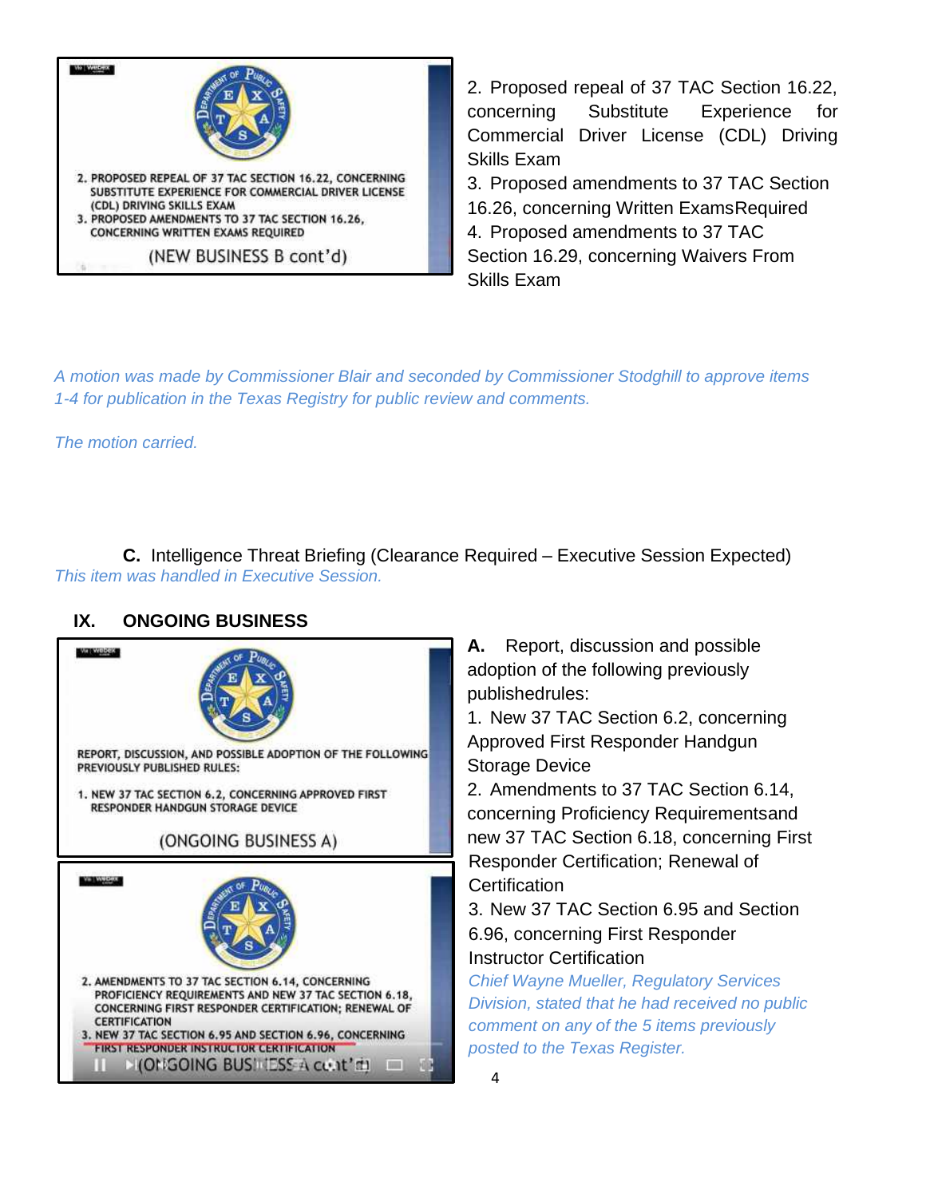2. Proposed repeal of 37 TAC Section 16.22, concerning Substitute Experience for Commercial Driver License (CDL) Driving Skills Exam

3. Proposed amendments to 37 TAC Section 16.26, concerning Written ExamsRequired

4. Proposed amendments to 37 TAC Section 16.29, concerning Waivers From Skills Exam

*A motion was made by Commissioner Blair and seconded by Commissioner Stodghill to approve items 1-4 for publication in the Texas Registry for public review and comments.*

*The motion carried.*

**C.** Intelligence Threat Briefing (Clearance Required – Executive Session Expected)

*This item was handled in Executive Session.*

## IX. ONGOING BUSINESS

**A.** Report, discussion and possible adoption of the following previously publishedrules:

1. New 37 TAC Section 6.2, concerning Approved First Responder Handgun Storage Device
2. Amendments to 37 TAC Section 6.14, concerning Proficiency Requirementsand new 37 TAC Section 6.18, concerning First Responder Certification; Renewal of Certification
3. New 37 TAC Section 6.95 and Section 6.96, concerning First Responder Instructor Certification

*Chief Wayne Mueller, Regulatory Services Division, stated that he had received no public comment on any of the 5 items previously posted to the Texas Register.*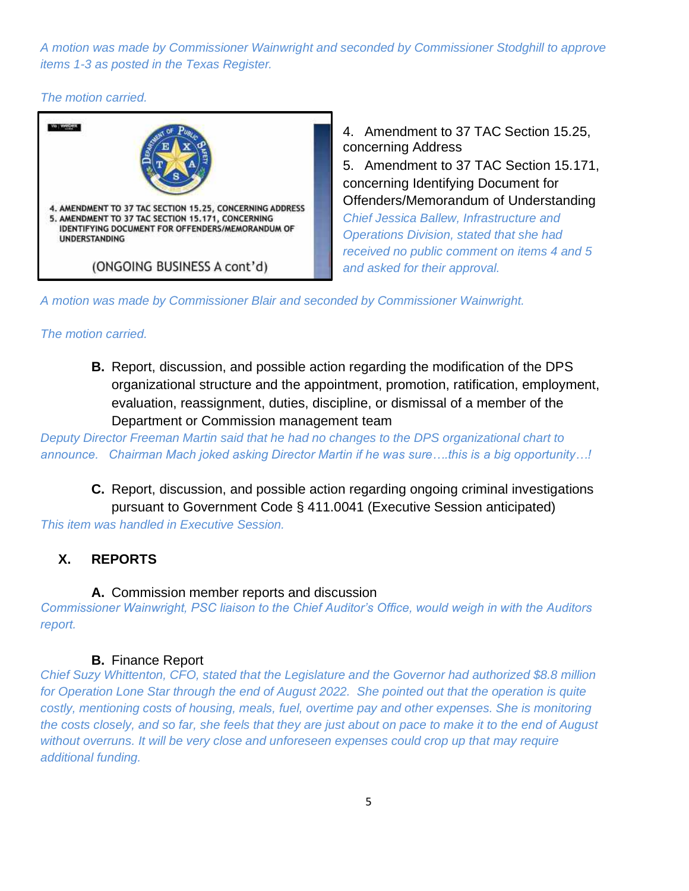*A motion was made by Commissioner Wainwright and seconded by Commissioner Stodghill to approve items 1-3 as posted in the Texas Register.*

*The motion carried.*

4. AMENDMENT TO 37 TAC SECTION 15.25, CONCERNING ADDRESS
5. AMENDMENT TO 37 TAC SECTION 15.171, CONCERNING IDENTIFYING DOCUMENT FOR OFFENDERS/MEMORANDUM OF UNDERSTANDING

(ONGOING BUSINESS A cont'd)

4. Amendment to 37 TAC Section 15.25, concerning Address
5. Amendment to 37 TAC Section 15.171, concerning Identifying Document for Offenders/Memorandum of Understanding

*Chief Jessica Ballew, Infrastructure and Operations Division, stated that she had received no public comment on items 4 and 5 and asked for their approval.*

*A motion was made by Commissioner Blair and seconded by Commissioner Wainwright.*

*The motion carried.*

**B.** Report, discussion, and possible action regarding the modification of the DPS organizational structure and the appointment, promotion, ratification, employment, evaluation, reassignment, duties, discipline, or dismissal of a member of the Department or Commission management team

*Deputy Director Freeman Martin said that he had no changes to the DPS organizational chart to announce. Chairman Mach joked asking Director Martin if he was sure….this is a big opportunity…!*

**C.** Report, discussion, and possible action regarding ongoing criminal investigations pursuant to Government Code § 411.0041 (Executive Session anticipated)

*This item was handled in Executive Session.*

## X. REPORTS

**A.** Commission member reports and discussion

*Commissioner Wainwright, PSC liaison to the Chief Auditor's Office, would weigh in with the Auditors report.*

**B.** Finance Report

*Chief Suzy Whittenton, CFO, stated that the Legislature and the Governor had authorized $8.8 million for Operation Lone Star through the end of August 2022. She pointed out that the operation is quite costly, mentioning costs of housing, meals, fuel, overtime pay and other expenses. She is monitoring the costs closely, and so far, she feels that they are just about on pace to make it to the end of August without overruns. It will be very close and unforeseen expenses could crop up that may require additional funding.*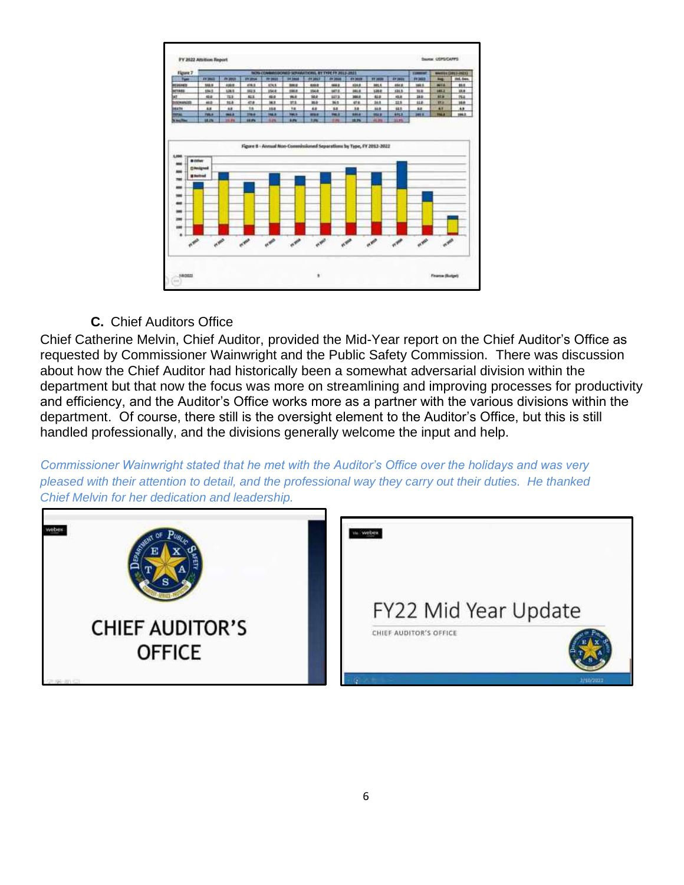C. Chief Auditors Office

Chief Catherine Melvin, Chief Auditor, provided the Mid-Year report on the Chief Auditor's Office as requested by Commissioner Wainwright and the Public Safety Commission. There was discussion about how the Chief Auditor had historically been a somewhat adversarial division within the department but that now the focus was more on streamlining and improving processes for productivity and efficiency, and the Auditor's Office works more as a partner with the various divisions within the department. Of course, there still is the oversight element to the Auditor's Office, but this is still handled professionally, and the divisions generally welcome the input and help.

*Commissioner Wainwright stated that he met with the Auditor's Office over the holidays and was very pleased with their attention to detail, and the professional way they carry out their duties. He thanked Chief Melvin for her dedication and leadership.*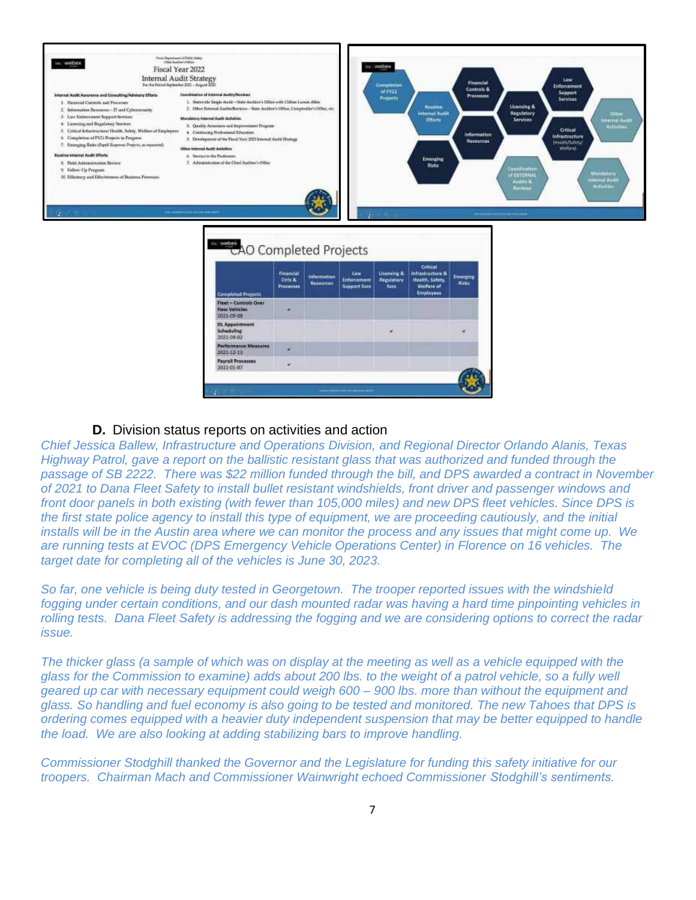**D.** Division status reports on activities and action

*Chief Jessica Ballew, Infrastructure and Operations Division, and Regional Director Orlando Alanis, Texas Highway Patrol, gave a report on the ballistic resistant glass that was authorized and funded through the passage of SB 2222. There was $22 million funded through the bill, and DPS awarded a contract in November of 2021 to Dana Fleet Safety to install bullet resistant windshields, front driver and passenger windows and front door panels in both existing (with fewer than 105,000 miles) and new DPS fleet vehicles. Since DPS is the first state police agency to install this type of equipment, we are proceeding cautiously, and the initial installs will be in the Austin area where we can monitor the process and any issues that might come up. We are running tests at EVOC (DPS Emergency Vehicle Operations Center) in Florence on 16 vehicles. The target date for completing all of the vehicles is June 30, 2023.*

*So far, one vehicle is being duty tested in Georgetown. The trooper reported issues with the windshield fogging under certain conditions, and our dash mounted radar was having a hard time pinpointing vehicles in rolling tests. Dana Fleet Safety is addressing the fogging and we are considering options to correct the radar issue.*

*The thicker glass (a sample of which was on display at the meeting as well as a vehicle equipped with the glass for the Commission to examine) adds about 200 lbs. to the weight of a patrol vehicle, so a fully well geared up car with necessary equipment could weigh 600 – 900 lbs. more than without the equipment and glass. So handling and fuel economy is also going to be tested and monitored. The new Tahoes that DPS is ordering comes equipped with a heavier duty independent suspension that may be better equipped to handle the load. We are also looking at adding stabilizing bars to improve handling.*

*Commissioner Stodghill thanked the Governor and the Legislature for funding this safety initiative for our troopers. Chairman Mach and Commissioner Wainwright echoed Commissioner Stodghill's sentiments.*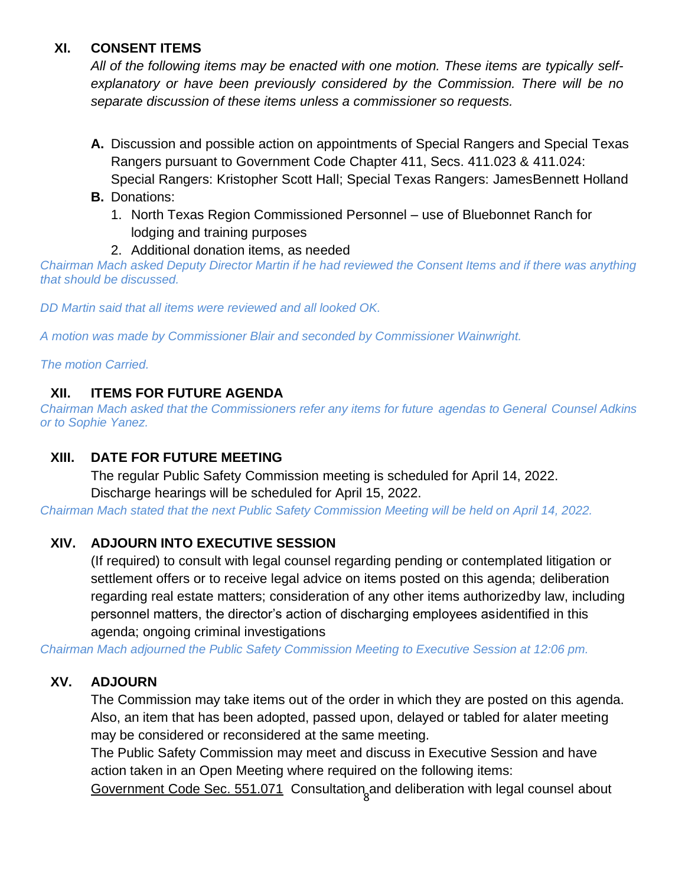## XI. CONSENT ITEMS

*All of the following items may be enacted with one motion. These items are typically self-explanatory or have been previously considered by the Commission. There will be no separate discussion of these items unless a commissioner so requests.*

**A.** Discussion and possible action on appointments of Special Rangers and Special Texas Rangers pursuant to Government Code Chapter 411, Secs. 411.023 & 411.024: Special Rangers: Kristopher Scott Hall; Special Texas Rangers: JamesBennett Holland

**B.** Donations:

1. North Texas Region Commissioned Personnel – use of Bluebonnet Ranch for lodging and training purposes
2. Additional donation items, as needed

*Chairman Mach asked Deputy Director Martin if he had reviewed the Consent Items and if there was anything that should be discussed.*

*DD Martin said that all items were reviewed and all looked OK.*

*A motion was made by Commissioner Blair and seconded by Commissioner Wainwright.*

*The motion Carried.*

## XII. ITEMS FOR FUTURE AGENDA

*Chairman Mach asked that the Commissioners refer any items for future agendas to General Counsel Adkins or to Sophie Yanez.*

## XIII. DATE FOR FUTURE MEETING

The regular Public Safety Commission meeting is scheduled for April 14, 2022.
Discharge hearings will be scheduled for April 15, 2022.

*Chairman Mach stated that the next Public Safety Commission Meeting will be held on April 14, 2022.*

## XIV. ADJOURN INTO EXECUTIVE SESSION

(If required) to consult with legal counsel regarding pending or contemplated litigation or settlement offers or to receive legal advice on items posted on this agenda; deliberation regarding real estate matters; consideration of any other items authorizedby law, including personnel matters, the director's action of discharging employees asidentified in this agenda; ongoing criminal investigations

*Chairman Mach adjourned the Public Safety Commission Meeting to Executive Session at 12:06 pm.*

## XV. ADJOURN

The Commission may take items out of the order in which they are posted on this agenda. Also, an item that has been adopted, passed upon, delayed or tabled for alater meeting may be considered or reconsidered at the same meeting.

The Public Safety Commission may meet and discuss in Executive Session and have action taken in an Open Meeting where required on the following items:

Government Code Sec. 551.071 Consultation and deliberation with legal counsel about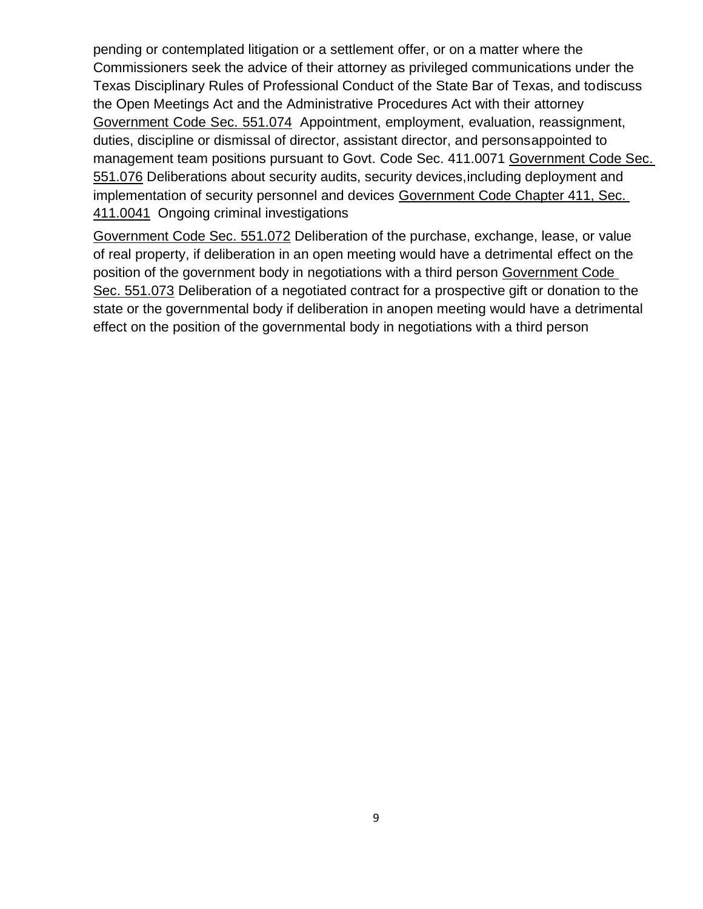pending or contemplated litigation or a settlement offer, or on a matter where the Commissioners seek the advice of their attorney as privileged communications under the Texas Disciplinary Rules of Professional Conduct of the State Bar of Texas, and todiscuss the Open Meetings Act and the Administrative Procedures Act with their attorney Government Code Sec. 551.074 Appointment, employment, evaluation, reassignment, duties, discipline or dismissal of director, assistant director, and personsappointed to management team positions pursuant to Govt. Code Sec. 411.0071 Government Code Sec. 551.076 Deliberations about security audits, security devices,including deployment and implementation of security personnel and devices Government Code Chapter 411, Sec. 411.0041 Ongoing criminal investigations

Government Code Sec. 551.072 Deliberation of the purchase, exchange, lease, or value of real property, if deliberation in an open meeting would have a detrimental effect on the position of the government body in negotiations with a third person Government Code Sec. 551.073 Deliberation of a negotiated contract for a prospective gift or donation to the state or the governmental body if deliberation in anopen meeting would have a detrimental effect on the position of the governmental body in negotiations with a third person